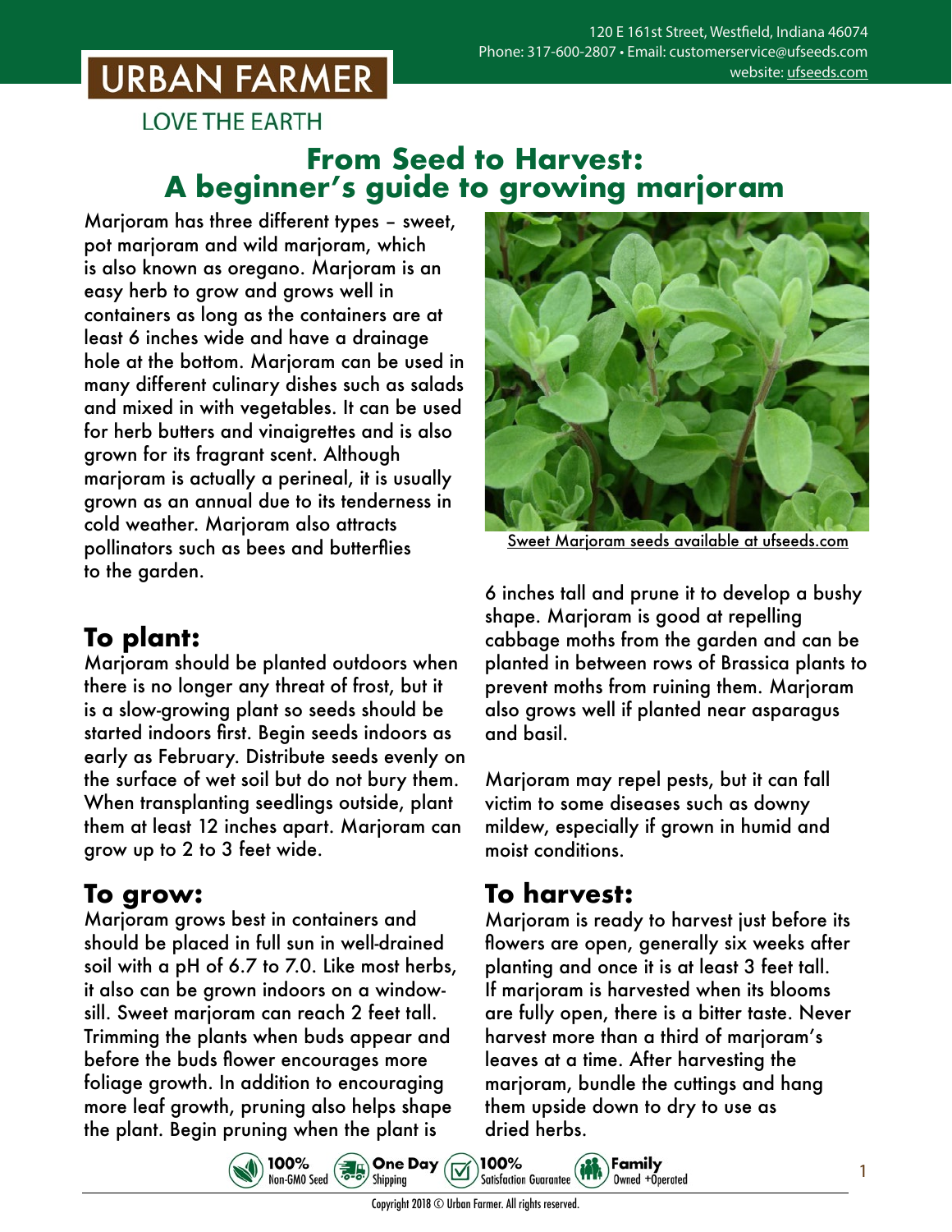URBAN FARMER

LOVE THE EARTH

120 E 161st Street, Westfield, Indiana 46074
Phone: 317-600-2807 • Email: customerservice@ufseeds.com
website: ufseeds.com

# From Seed to Harvest: A beginner's guide to growing marjoram

Marjoram has three different types – sweet, pot marjoram and wild marjoram, which is also known as oregano. Marjoram is an easy herb to grow and grows well in containers as long as the containers are at least 6 inches wide and have a drainage hole at the bottom. Marjoram can be used in many different culinary dishes such as salads and mixed in with vegetables. It can be used for herb butters and vinaigrettes and is also grown for its fragrant scent. Although marjoram is actually a perineal, it is usually grown as an annual due to its tenderness in cold weather. Marjoram also attracts pollinators such as bees and butterflies to the garden.

Sweet Marjoram seeds available at ufseeds.com

## To plant:

Marjoram should be planted outdoors when there is no longer any threat of frost, but it is a slow-growing plant so seeds should be started indoors first. Begin seeds indoors as early as February. Distribute seeds evenly on the surface of wet soil but do not bury them. When transplanting seedlings outside, plant them at least 12 inches apart. Marjoram can grow up to 2 to 3 feet wide.

## To grow:

Marjoram grows best in containers and should be placed in full sun in well-drained soil with a pH of 6.7 to 7.0. Like most herbs, it also can be grown indoors on a window-sill. Sweet marjoram can reach 2 feet tall. Trimming the plants when buds appear and before the buds flower encourages more foliage growth. In addition to encouraging more leaf growth, pruning also helps shape the plant. Begin pruning when the plant is 6 inches tall and prune it to develop a bushy shape. Marjoram is good at repelling cabbage moths from the garden and can be planted in between rows of Brassica plants to prevent moths from ruining them. Marjoram also grows well if planted near asparagus and basil.

Marjoram may repel pests, but it can fall victim to some diseases such as downy mildew, especially if grown in humid and moist conditions.

## To harvest:

Marjoram is ready to harvest just before its flowers are open, generally six weeks after planting and once it is at least 3 feet tall. If marjoram is harvested when its blooms are fully open, there is a bitter taste. Never harvest more than a third of marjoram's leaves at a time. After harvesting the marjoram, bundle the cuttings and hang them upside down to dry to use as dried herbs.

100% Non-GMO Seed • One Day Shipping • 100% Satisfaction Guarantee • Family Owned +Operated

Copyright 2018 © Urban Farmer. All rights reserved.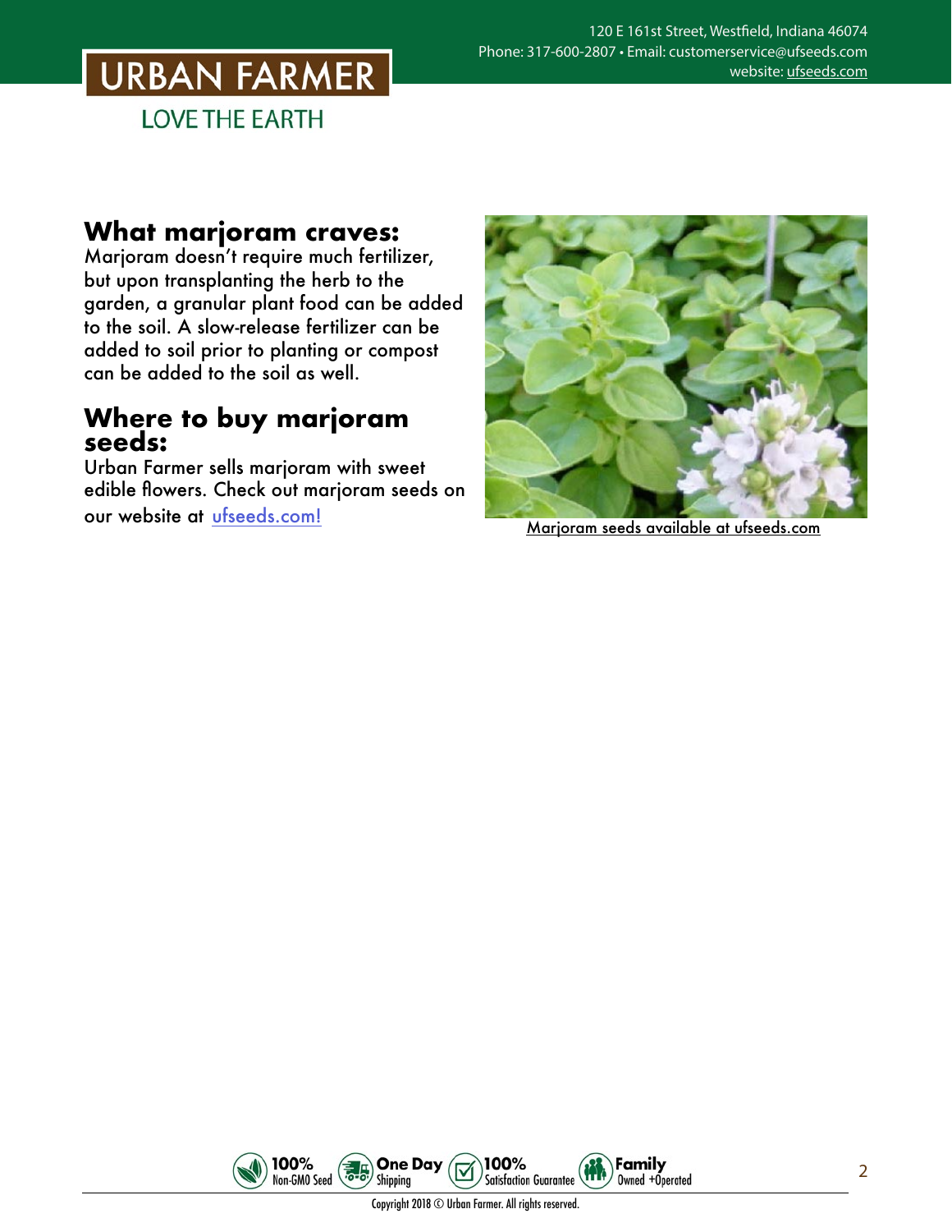## What marjoram craves:

Marjoram doesn't require much fertilizer, but upon transplanting the herb to the garden, a granular plant food can be added to the soil. A slow-release fertilizer can be added to soil prior to planting or compost can be added to the soil as well.

## Where to buy marjoram seeds:

Urban Farmer sells marjoram with sweet edible flowers. Check out marjoram seeds on our website at [ufseeds.com!](https://ufseeds.com)

Marjoram seeds available at ufseeds.com